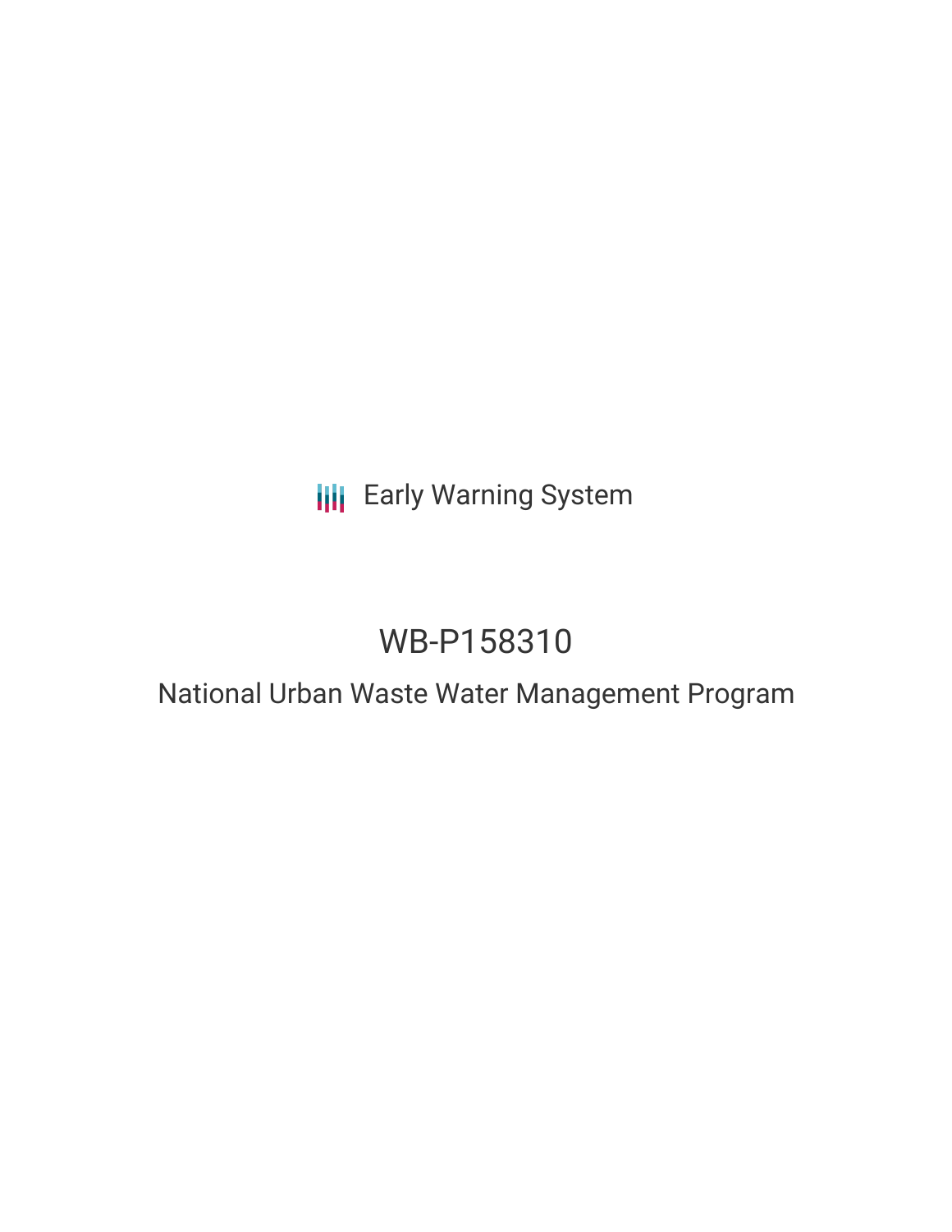Early Warning System

# WB-P158310

## National Urban Waste Water Management Program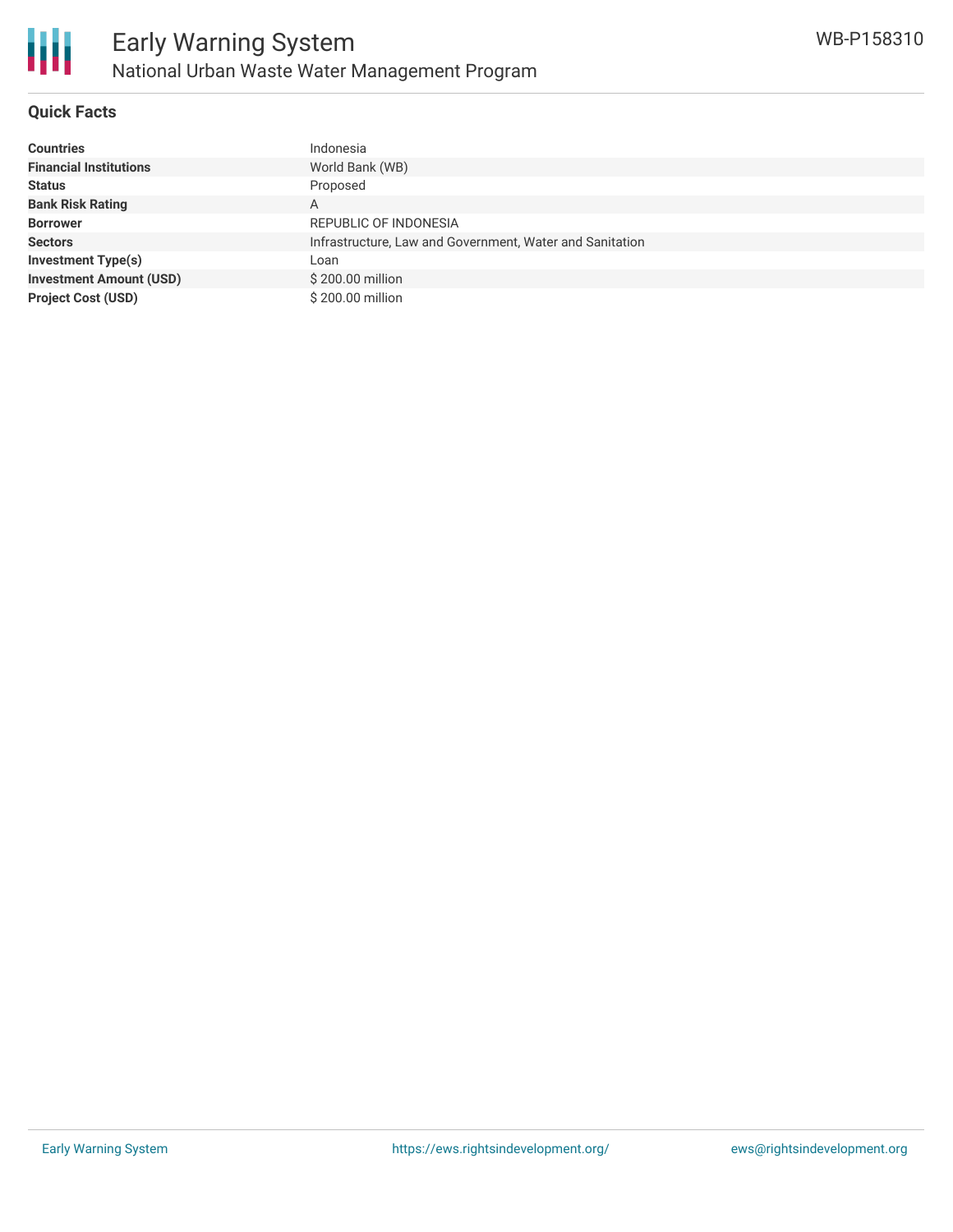## Quick Facts

| | |
|---|---|
| **Countries** | Indonesia |
| **Financial Institutions** | World Bank (WB) |
| **Status** | Proposed |
| **Bank Risk Rating** | A |
| **Borrower** | REPUBLIC OF INDONESIA |
| **Sectors** | Infrastructure, Law and Government, Water and Sanitation |
| **Investment Type(s)** | Loan |
| **Investment Amount (USD)** | $ 200.00 million |
| **Project Cost (USD)** | $ 200.00 million |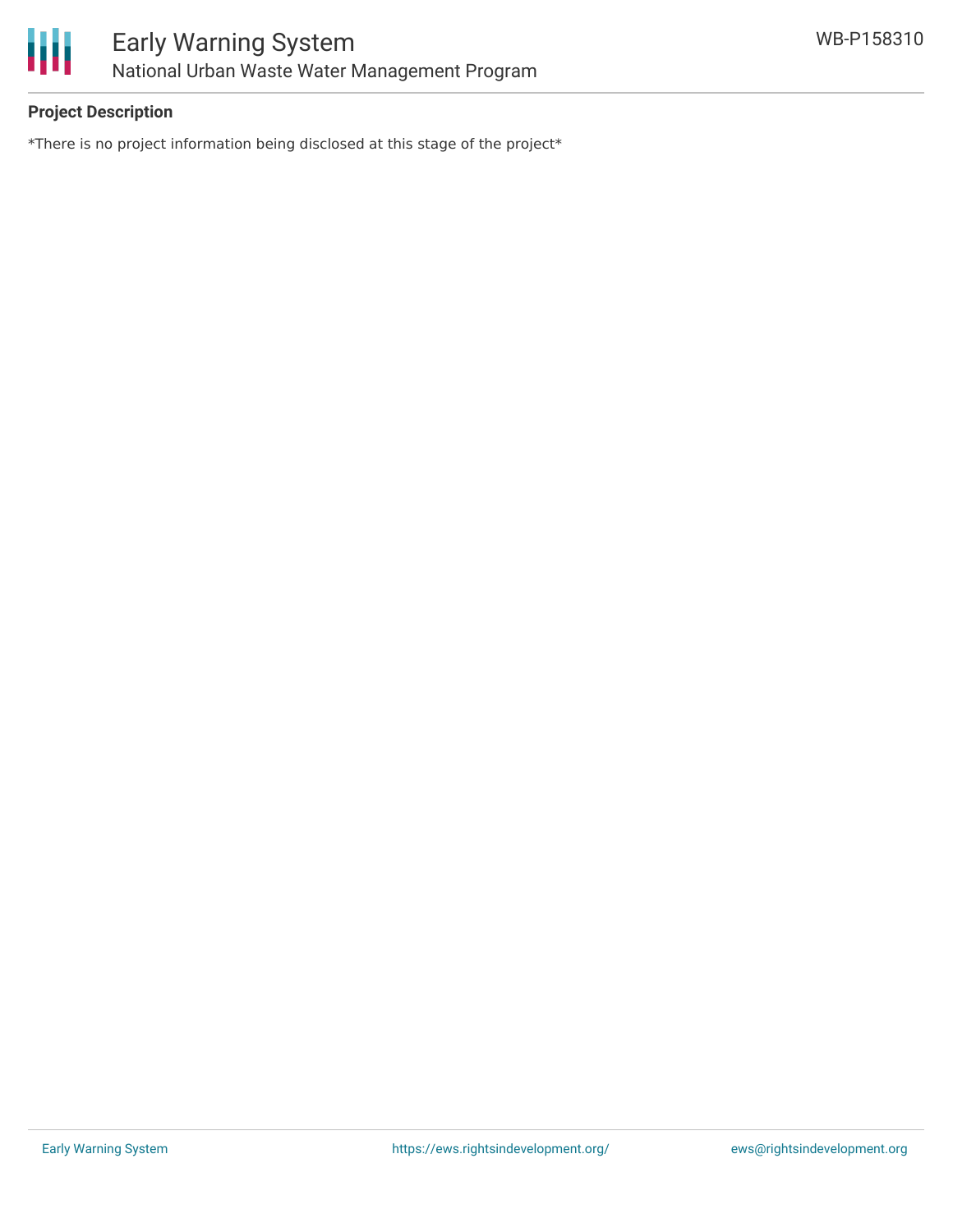## Project Description

*There is no project information being disclosed at this stage of the project*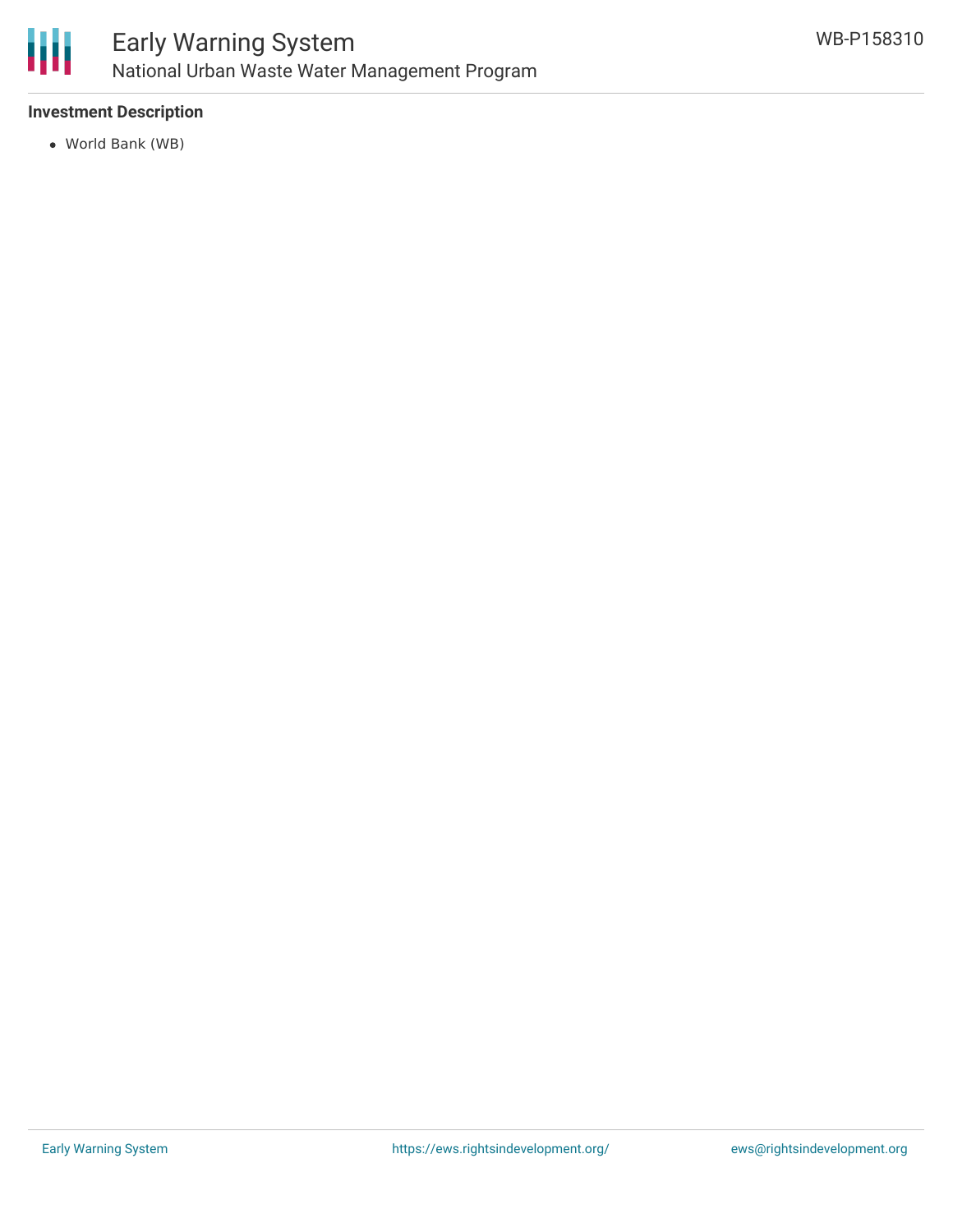**Investment Description**

- World Bank (WB)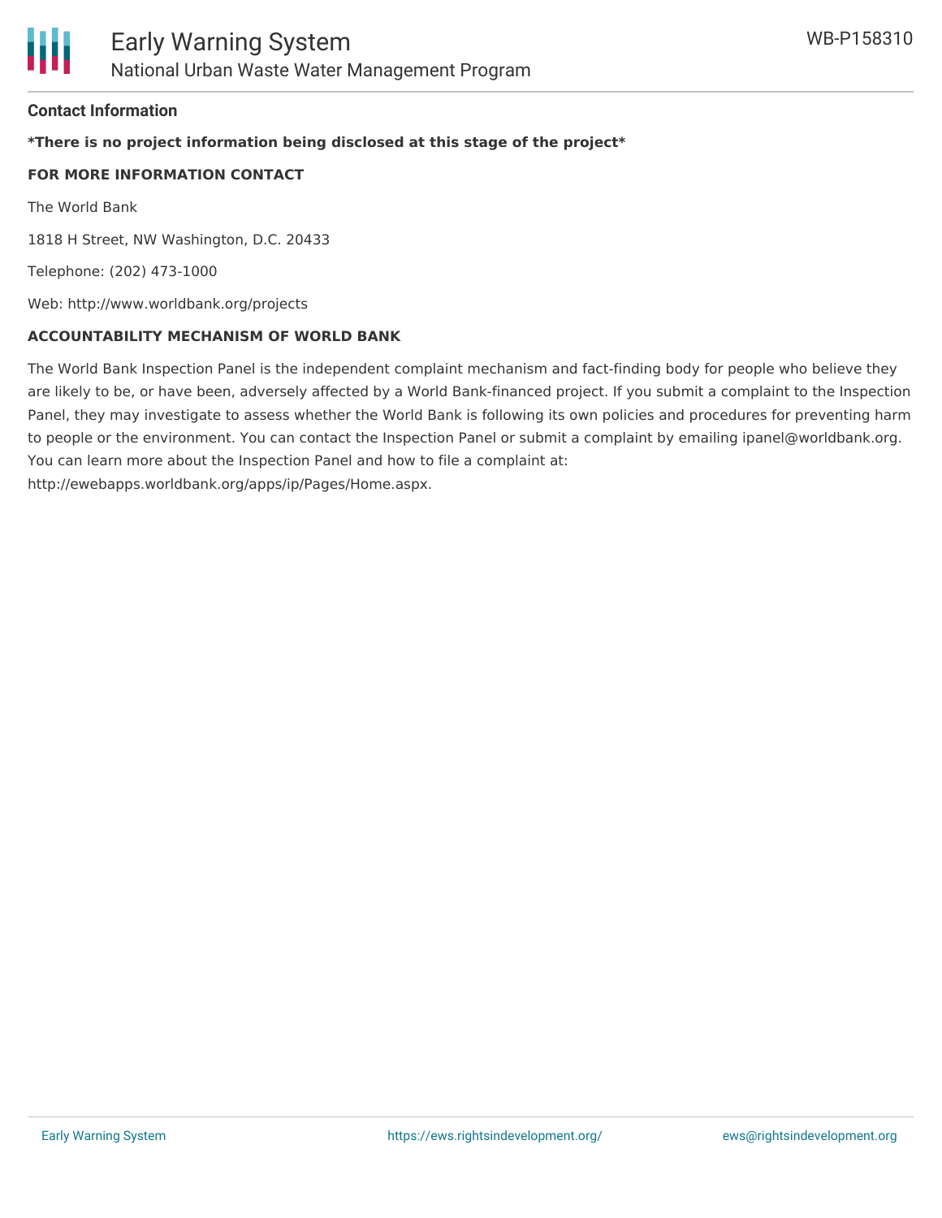## Contact Information

***There is no project information being disclosed at this stage of the project***

**FOR MORE INFORMATION CONTACT**

The World Bank

1818 H Street, NW Washington, D.C. 20433

Telephone: (202) 473-1000

Web: http://www.worldbank.org/projects

**ACCOUNTABILITY MECHANISM OF WORLD BANK**

The World Bank Inspection Panel is the independent complaint mechanism and fact-finding body for people who believe they are likely to be, or have been, adversely affected by a World Bank-financed project. If you submit a complaint to the Inspection Panel, they may investigate to assess whether the World Bank is following its own policies and procedures for preventing harm to people or the environment. You can contact the Inspection Panel or submit a complaint by emailing ipanel@worldbank.org. You can learn more about the Inspection Panel and how to file a complaint at: http://ewebapps.worldbank.org/apps/ip/Pages/Home.aspx.